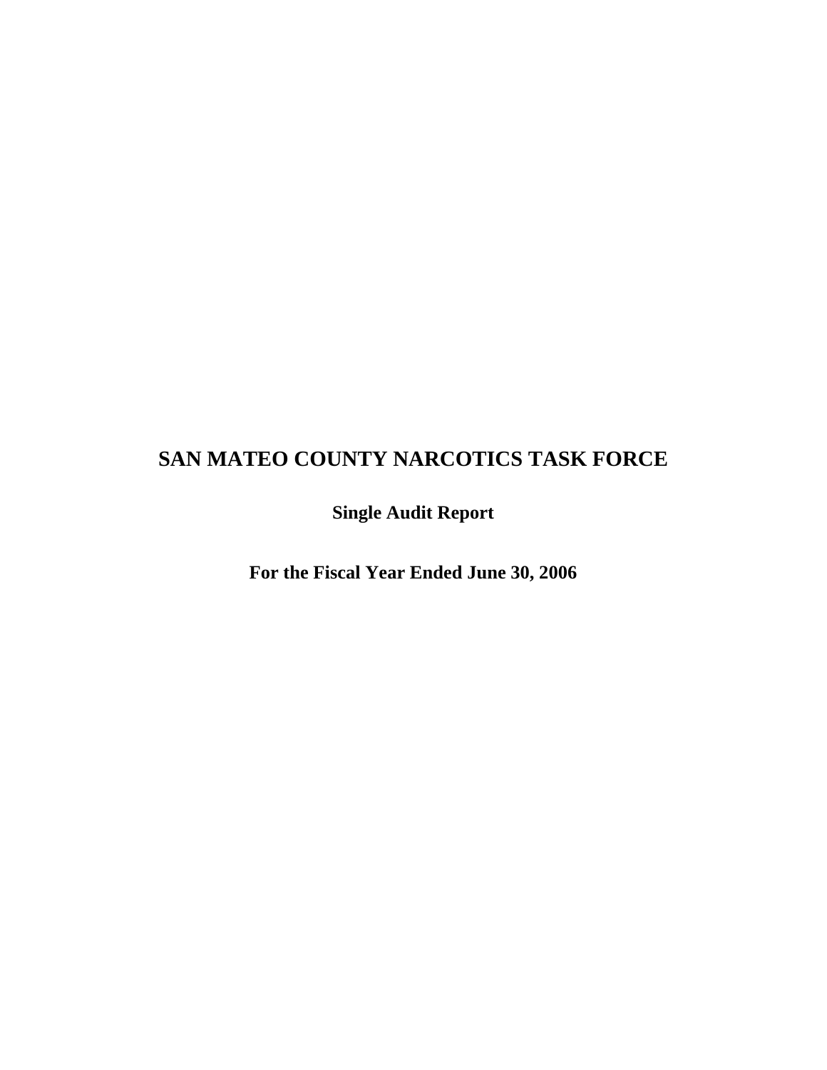# SAN MATEO COUNTY NARCOTICS TASK FORCE

**Single Audit Report**

**For the Fiscal Year Ended June 30, 2006**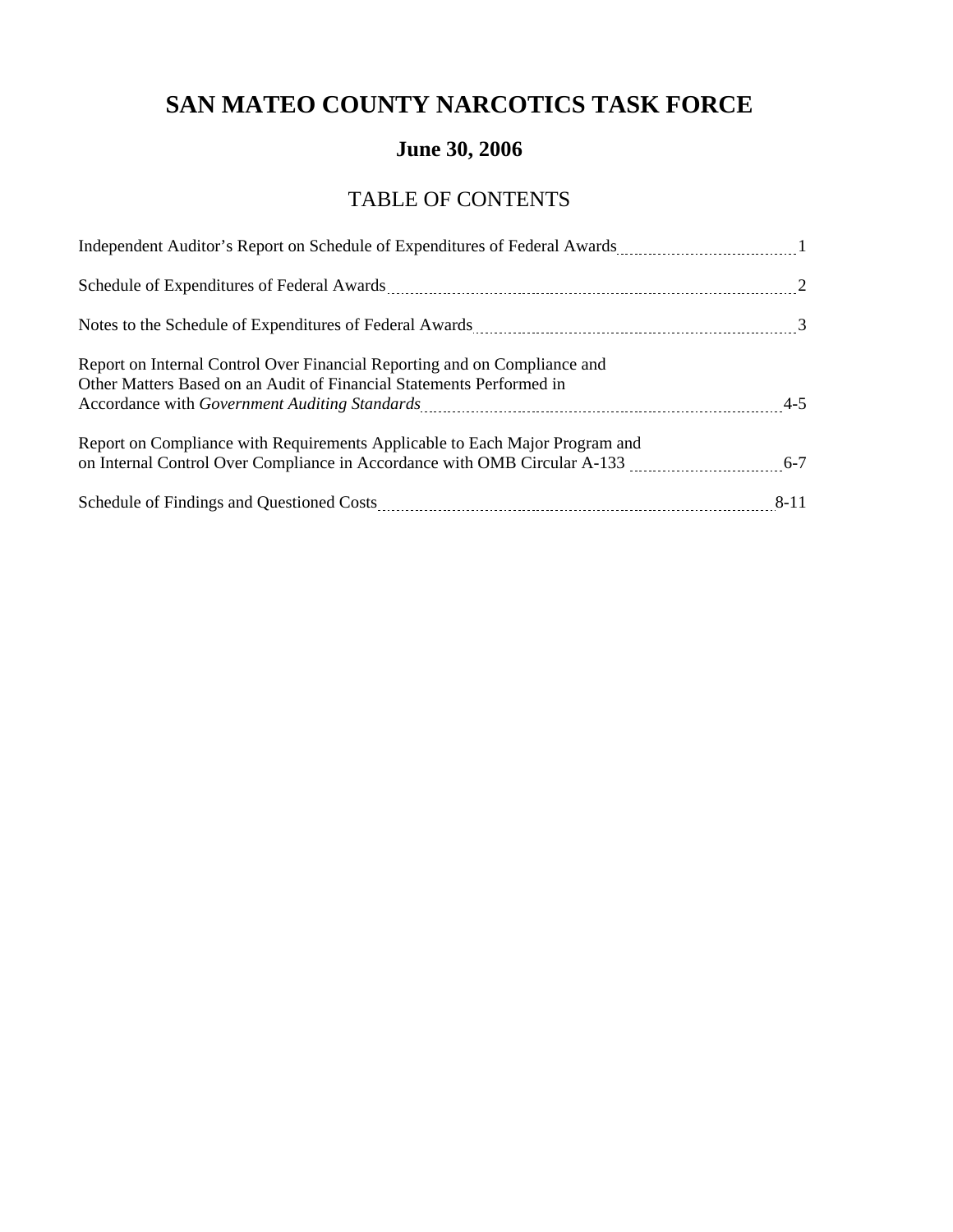# SAN MATEO COUNTY NARCOTICS TASK FORCE

## June 30, 2006

### TABLE OF CONTENTS

| | |
|---|---|
| Independent Auditor's Report on Schedule of Expenditures of Federal Awards | 1 |
| Schedule of Expenditures of Federal Awards | 2 |
| Notes to the Schedule of Expenditures of Federal Awards | 3 |
| Report on Internal Control Over Financial Reporting and on Compliance and Other Matters Based on an Audit of Financial Statements Performed in Accordance with *Government Auditing Standards* | 4-5 |
| Report on Compliance with Requirements Applicable to Each Major Program and on Internal Control Over Compliance in Accordance with OMB Circular A-133 | 6-7 |
| Schedule of Findings and Questioned Costs | 8-11 |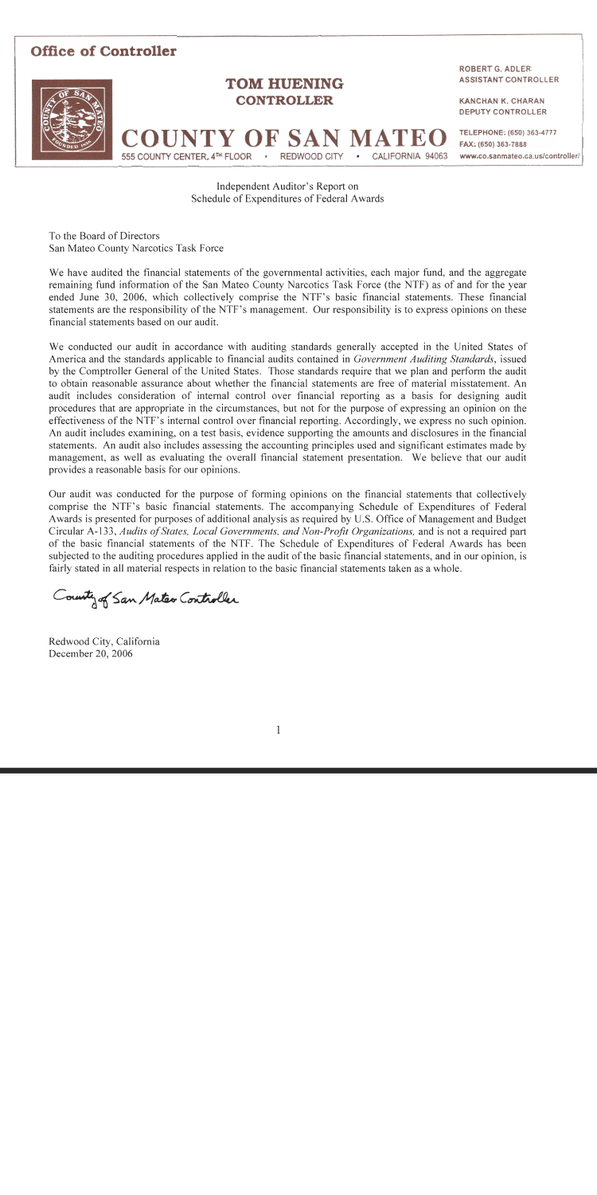**Office of Controller**

**TOM HUENING**
**CONTROLLER**

**COUNTY OF SAN MATEO**
555 COUNTY CENTER, 4TH FLOOR • REDWOOD CITY • CALIFORNIA 94063

ROBERT G. ADLER
ASSISTANT CONTROLLER

KANCHAN K. CHARAN
DEPUTY CONTROLLER

TELEPHONE: (650) 363-4777
FAX: (650) 363-7888
www.co.sanmateo.ca.us/controller/

Independent Auditor's Report on
Schedule of Expenditures of Federal Awards

To the Board of Directors
San Mateo County Narcotics Task Force

We have audited the financial statements of the governmental activities, each major fund, and the aggregate remaining fund information of the San Mateo County Narcotics Task Force (the NTF) as of and for the year ended June 30, 2006, which collectively comprise the NTF's basic financial statements. These financial statements are the responsibility of the NTF's management. Our responsibility is to express opinions on these financial statements based on our audit.

We conducted our audit in accordance with auditing standards generally accepted in the United States of America and the standards applicable to financial audits contained in *Government Auditing Standards*, issued by the Comptroller General of the United States. Those standards require that we plan and perform the audit to obtain reasonable assurance about whether the financial statements are free of material misstatement. An audit includes consideration of internal control over financial reporting as a basis for designing audit procedures that are appropriate in the circumstances, but not for the purpose of expressing an opinion on the effectiveness of the NTF's internal control over financial reporting. Accordingly, we express no such opinion. An audit includes examining, on a test basis, evidence supporting the amounts and disclosures in the financial statements. An audit also includes assessing the accounting principles used and significant estimates made by management, as well as evaluating the overall financial statement presentation. We believe that our audit provides a reasonable basis for our opinions.

Our audit was conducted for the purpose of forming opinions on the financial statements that collectively comprise the NTF's basic financial statements. The accompanying Schedule of Expenditures of Federal Awards is presented for purposes of additional analysis as required by U.S. Office of Management and Budget Circular A-133, *Audits of States, Local Governments, and Non-Profit Organizations,* and is not a required part of the basic financial statements of the NTF. The Schedule of Expenditures of Federal Awards has been subjected to the auditing procedures applied in the audit of the basic financial statements, and in our opinion, is fairly stated in all material respects in relation to the basic financial statements taken as a whole.

County of San Mateo Controller

Redwood City, California
December 20, 2006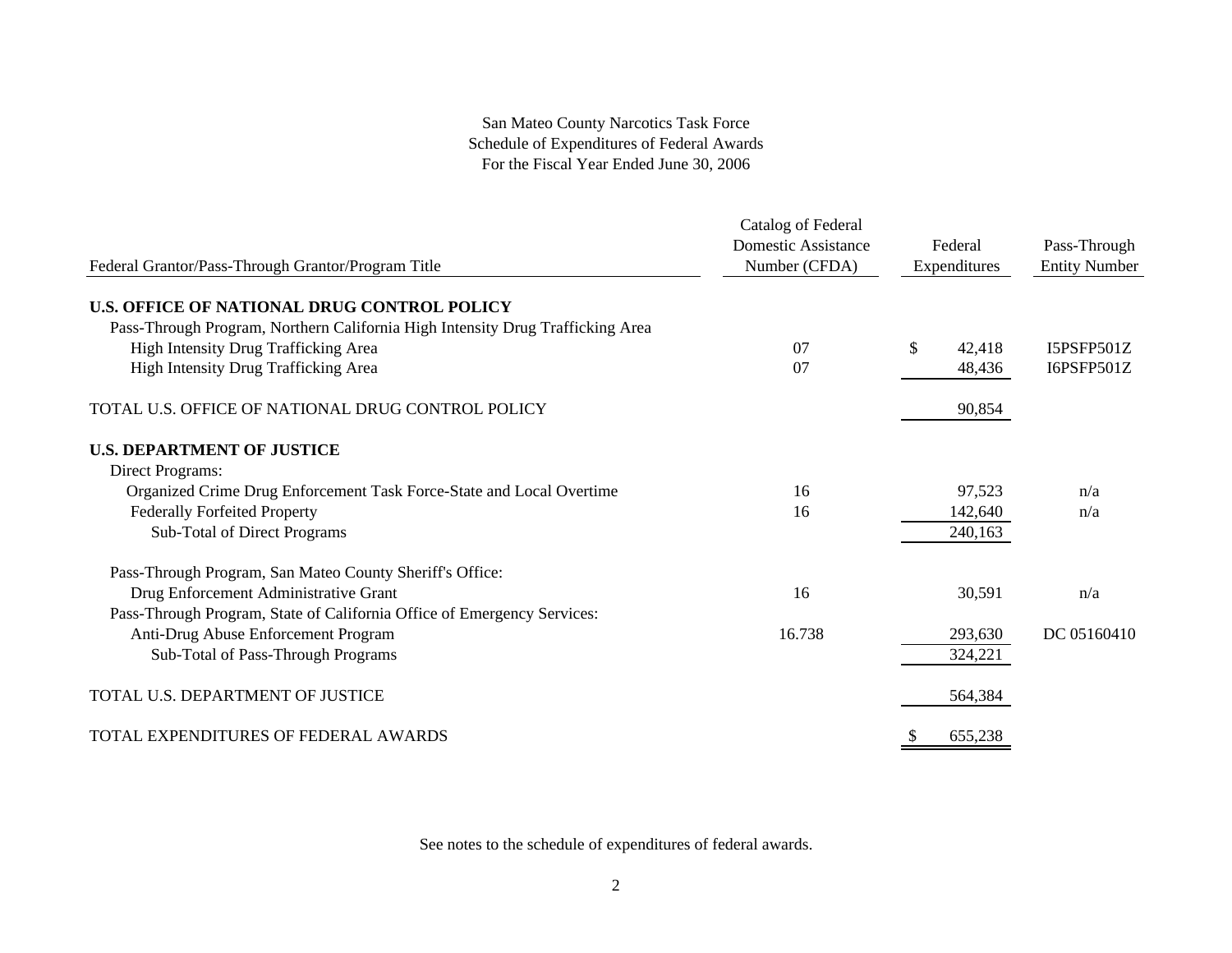# San Mateo County Narcotics Task Force
## Schedule of Expenditures of Federal Awards
### For the Fiscal Year Ended June 30, 2006

| Federal Grantor/Pass-Through Grantor/Program Title | Catalog of Federal Domestic Assistance Number (CFDA) | Federal Expenditures | Pass-Through Entity Number |
|---|---|---|---|
| **U.S. OFFICE OF NATIONAL DRUG CONTROL POLICY** | | | |
| Pass-Through Program, Northern California High Intensity Drug Trafficking Area | | | |
| High Intensity Drug Trafficking Area | 07 | $ 42,418 | I5PSFP501Z |
| High Intensity Drug Trafficking Area | 07 | 48,436 | I6PSFP501Z |
| TOTAL U.S. OFFICE OF NATIONAL DRUG CONTROL POLICY | | 90,854 | |
| **U.S. DEPARTMENT OF JUSTICE** | | | |
| Direct Programs: | | | |
| Organized Crime Drug Enforcement Task Force-State and Local Overtime | 16 | 97,523 | n/a |
| Federally Forfeited Property | 16 | 142,640 | n/a |
| Sub-Total of Direct Programs | | 240,163 | |
| Pass-Through Program, San Mateo County Sheriff's Office: | | | |
| Drug Enforcement Administrative Grant | 16 | 30,591 | n/a |
| Pass-Through Program, State of California Office of Emergency Services: | | | |
| Anti-Drug Abuse Enforcement Program | 16.738 | 293,630 | DC 05160410 |
| Sub-Total of Pass-Through Programs | | 324,221 | |
| TOTAL U.S. DEPARTMENT OF JUSTICE | | 564,384 | |
| TOTAL EXPENDITURES OF FEDERAL AWARDS | | $ 655,238 | |

See notes to the schedule of expenditures of federal awards.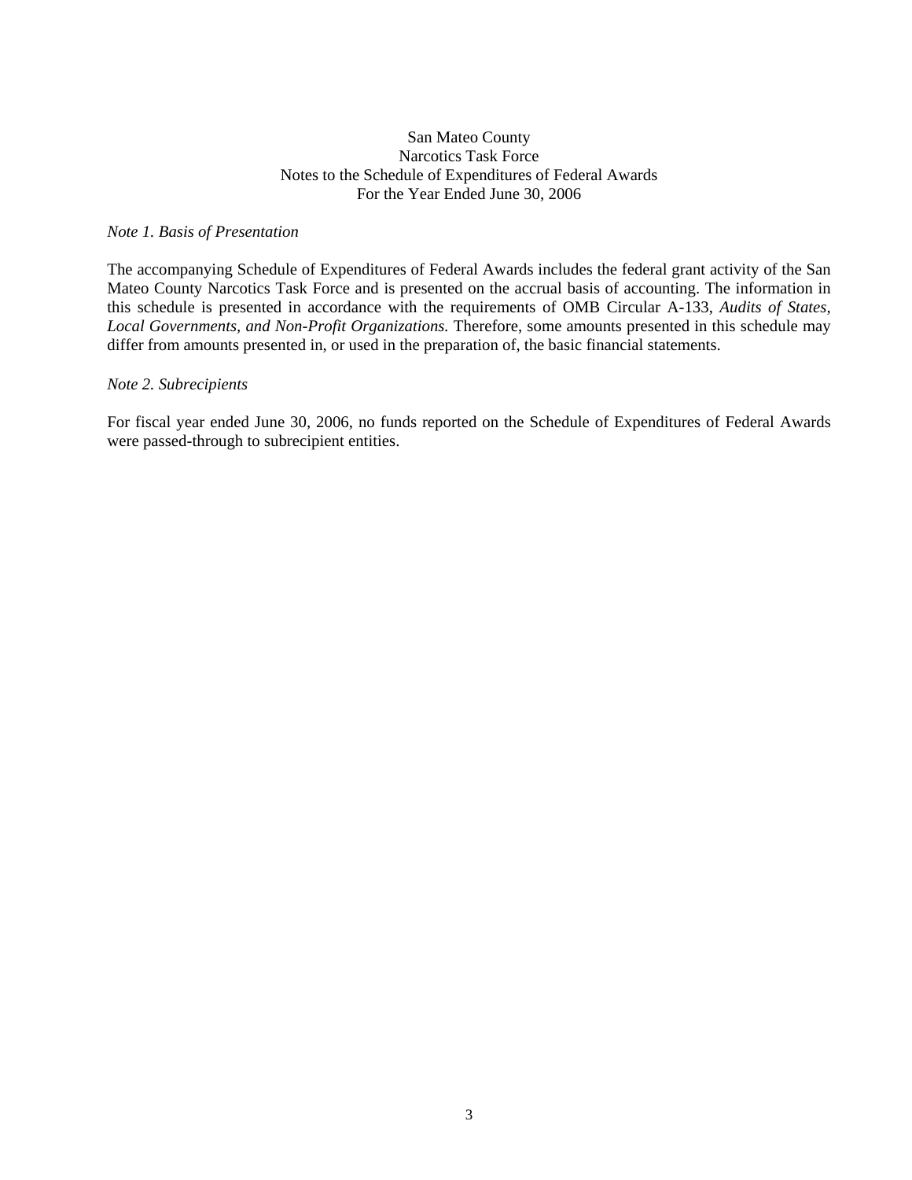# San Mateo County
## Narcotics Task Force
## Notes to the Schedule of Expenditures of Federal Awards
## For the Year Ended June 30, 2006

*Note 1. Basis of Presentation*

The accompanying Schedule of Expenditures of Federal Awards includes the federal grant activity of the San Mateo County Narcotics Task Force and is presented on the accrual basis of accounting. The information in this schedule is presented in accordance with the requirements of OMB Circular A-133, *Audits of States, Local Governments, and Non-Profit Organizations.* Therefore, some amounts presented in this schedule may differ from amounts presented in, or used in the preparation of, the basic financial statements.

*Note 2. Subrecipients*

For fiscal year ended June 30, 2006, no funds reported on the Schedule of Expenditures of Federal Awards were passed-through to subrecipient entities.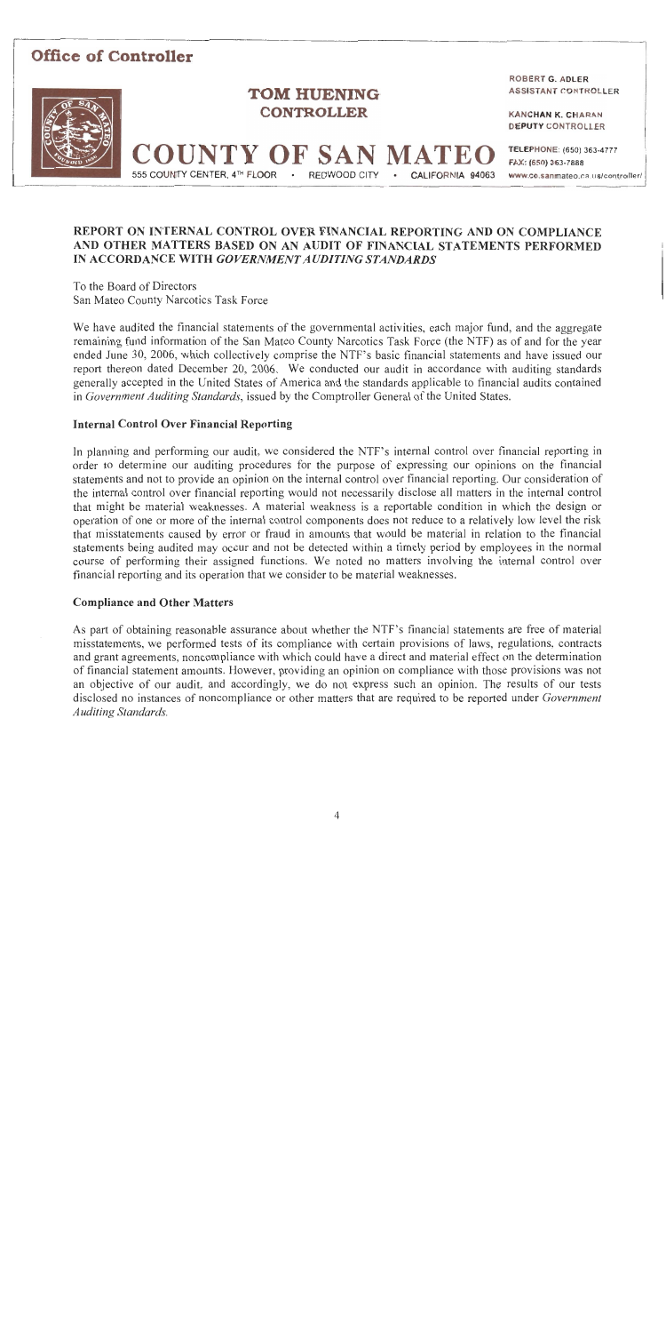# Office of Controller

**TOM HUENING**
**CONTROLLER**

**COUNTY OF SAN MATEO**
555 COUNTY CENTER, 4TH FLOOR • REDWOOD CITY • CALIFORNIA 94063

ROBERT G. ADLER
ASSISTANT CONTROLLER

KANCHAN K. CHARAN
DEPUTY CONTROLLER

TELEPHONE: (650) 363-4777
FAX: (650) 363-7888
www.co.sanmateo.ca.us/controller/

## REPORT ON INTERNAL CONTROL OVER FINANCIAL REPORTING AND ON COMPLIANCE AND OTHER MATTERS BASED ON AN AUDIT OF FINANCIAL STATEMENTS PERFORMED IN ACCORDANCE WITH *GOVERNMENT AUDITING STANDARDS*

To the Board of Directors
San Mateo County Narcotics Task Force

We have audited the financial statements of the governmental activities, each major fund, and the aggregate remaining fund information of the San Mateo County Narcotics Task Force (the NTF) as of and for the year ended June 30, 2006, which collectively comprise the NTF's basic financial statements and have issued our report thereon dated December 20, 2006. We conducted our audit in accordance with auditing standards generally accepted in the United States of America and the standards applicable to financial audits contained in *Government Auditing Standards*, issued by the Comptroller General of the United States.

### Internal Control Over Financial Reporting

In planning and performing our audit, we considered the NTF's internal control over financial reporting in order to determine our auditing procedures for the purpose of expressing our opinions on the financial statements and not to provide an opinion on the internal control over financial reporting. Our consideration of the internal control over financial reporting would not necessarily disclose all matters in the internal control that might be material weaknesses. A material weakness is a reportable condition in which the design or operation of one or more of the internal control components does not reduce to a relatively low level the risk that misstatements caused by error or fraud in amounts that would be material in relation to the financial statements being audited may occur and not be detected within a timely period by employees in the normal course of performing their assigned functions. We noted no matters involving the internal control over financial reporting and its operation that we consider to be material weaknesses.

### Compliance and Other Matters

As part of obtaining reasonable assurance about whether the NTF's financial statements are free of material misstatements, we performed tests of its compliance with certain provisions of laws, regulations, contracts and grant agreements, noncompliance with which could have a direct and material effect on the determination of financial statement amounts. However, providing an opinion on compliance with those provisions was not an objective of our audit, and accordingly, we do not express such an opinion. The results of our tests disclosed no instances of noncompliance or other matters that are required to be reported under *Government Auditing Standards*.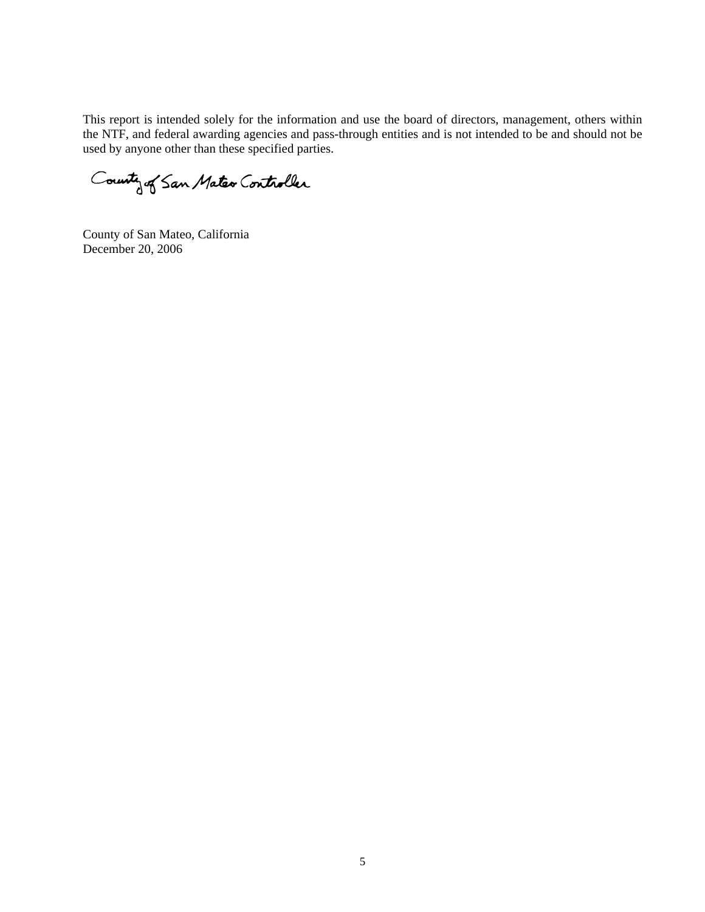This report is intended solely for the information and use the board of directors, management, others within the NTF, and federal awarding agencies and pass-through entities and is not intended to be and should not be used by anyone other than these specified parties.

County of San Mateo Controller

County of San Mateo, California
December 20, 2006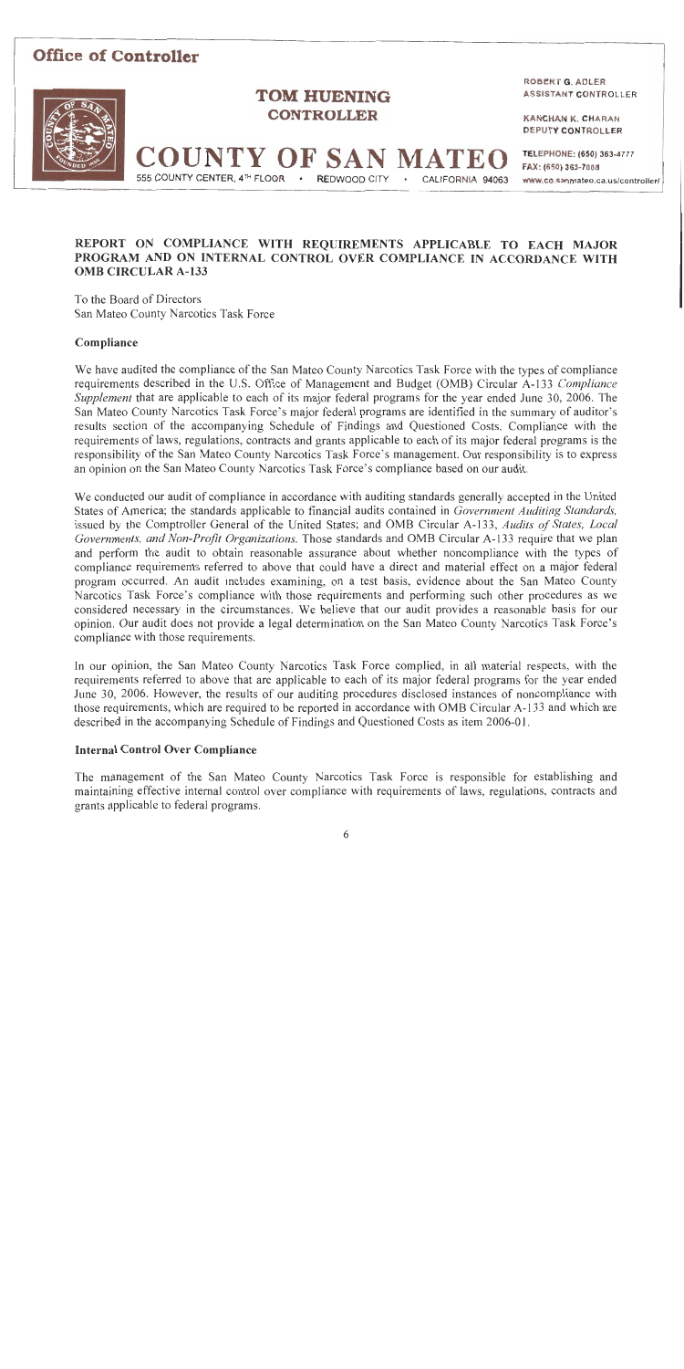# Office of Controller

**TOM HUENING**
**CONTROLLER**

**COUNTY OF SAN MATEO**
555 COUNTY CENTER, 4TH FLOOR • REDWOOD CITY • CALIFORNIA 94063

ROBERT G. ADLER
ASSISTANT CONTROLLER

KANCHAN K. CHARAN
DEPUTY CONTROLLER

TELEPHONE: (650) 363-4777
FAX: (650) 363-7888
www.co.sanmateo.ca.us/controller/

## REPORT ON COMPLIANCE WITH REQUIREMENTS APPLICABLE TO EACH MAJOR PROGRAM AND ON INTERNAL CONTROL OVER COMPLIANCE IN ACCORDANCE WITH OMB CIRCULAR A-133

To the Board of Directors
San Mateo County Narcotics Task Force

### Compliance

We have audited the compliance of the San Mateo County Narcotics Task Force with the types of compliance requirements described in the U.S. Office of Management and Budget (OMB) Circular A-133 *Compliance Supplement* that are applicable to each of its major federal programs for the year ended June 30, 2006. The San Mateo County Narcotics Task Force's major federal programs are identified in the summary of auditor's results section of the accompanying Schedule of Findings and Questioned Costs. Compliance with the requirements of laws, regulations, contracts and grants applicable to each of its major federal programs is the responsibility of the San Mateo County Narcotics Task Force's management. Our responsibility is to express an opinion on the San Mateo County Narcotics Task Force's compliance based on our audit.

We conducted our audit of compliance in accordance with auditing standards generally accepted in the United States of America; the standards applicable to financial audits contained in *Government Auditing Standards*, issued by the Comptroller General of the United States; and OMB Circular A-133, *Audits of States, Local Governments, and Non-Profit Organizations*. Those standards and OMB Circular A-133 require that we plan and perform the audit to obtain reasonable assurance about whether noncompliance with the types of compliance requirements referred to above that could have a direct and material effect on a major federal program occurred. An audit includes examining, on a test basis, evidence about the San Mateo County Narcotics Task Force's compliance with those requirements and performing such other procedures as we considered necessary in the circumstances. We believe that our audit provides a reasonable basis for our opinion. Our audit does not provide a legal determination on the San Mateo County Narcotics Task Force's compliance with those requirements.

In our opinion, the San Mateo County Narcotics Task Force complied, in all material respects, with the requirements referred to above that are applicable to each of its major federal programs for the year ended June 30, 2006. However, the results of our auditing procedures disclosed instances of noncompliance with those requirements, which are required to be reported in accordance with OMB Circular A-133 and which are described in the accompanying Schedule of Findings and Questioned Costs as item 2006-01.

### Internal Control Over Compliance

The management of the San Mateo County Narcotics Task Force is responsible for establishing and maintaining effective internal control over compliance with requirements of laws, regulations, contracts and grants applicable to federal programs.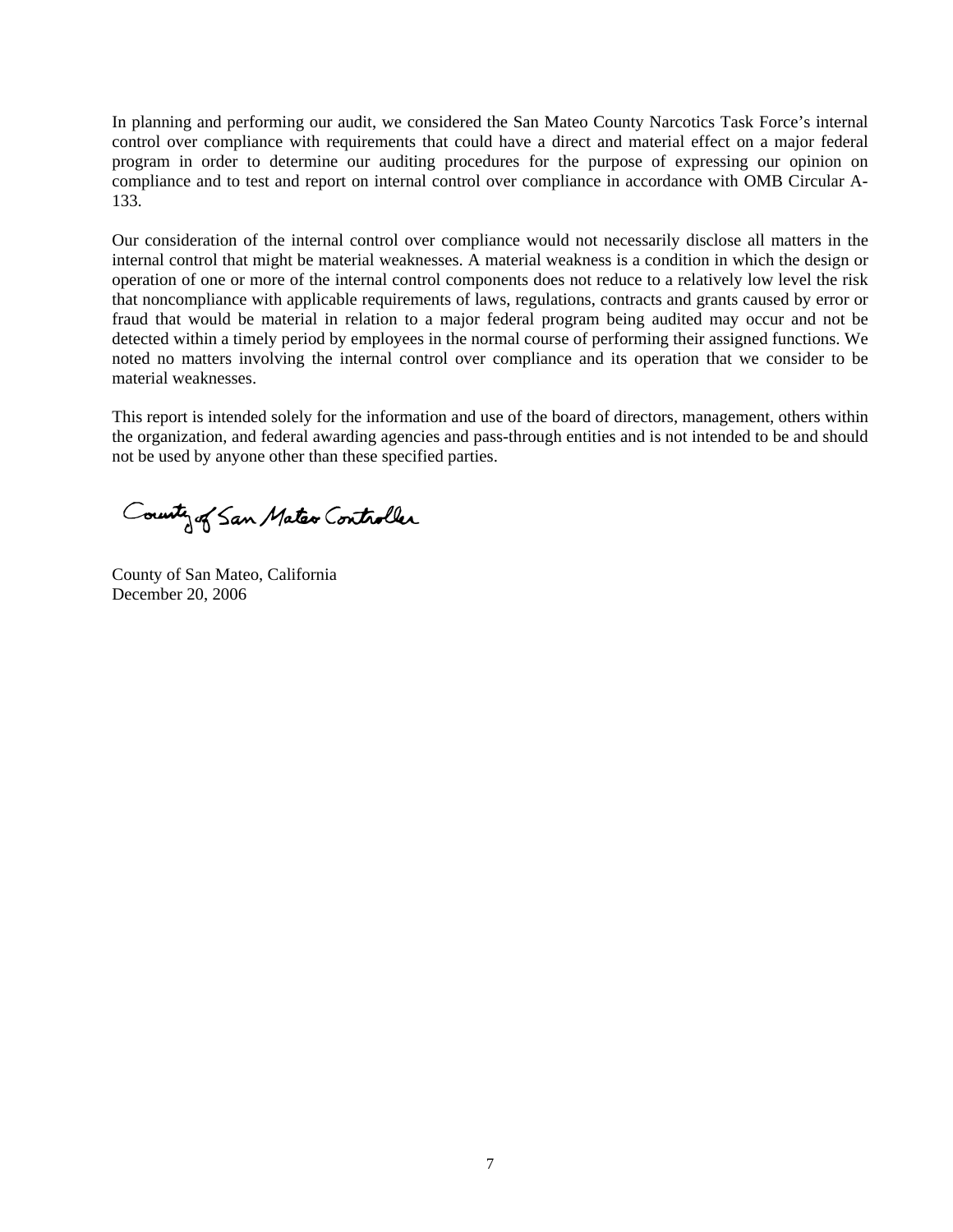In planning and performing our audit, we considered the San Mateo County Narcotics Task Force's internal control over compliance with requirements that could have a direct and material effect on a major federal program in order to determine our auditing procedures for the purpose of expressing our opinion on compliance and to test and report on internal control over compliance in accordance with OMB Circular A-133.

Our consideration of the internal control over compliance would not necessarily disclose all matters in the internal control that might be material weaknesses. A material weakness is a condition in which the design or operation of one or more of the internal control components does not reduce to a relatively low level the risk that noncompliance with applicable requirements of laws, regulations, contracts and grants caused by error or fraud that would be material in relation to a major federal program being audited may occur and not be detected within a timely period by employees in the normal course of performing their assigned functions. We noted no matters involving the internal control over compliance and its operation that we consider to be material weaknesses.

This report is intended solely for the information and use of the board of directors, management, others within the organization, and federal awarding agencies and pass-through entities and is not intended to be and should not be used by anyone other than these specified parties.

County of San Mateo Controller

County of San Mateo, California
December 20, 2006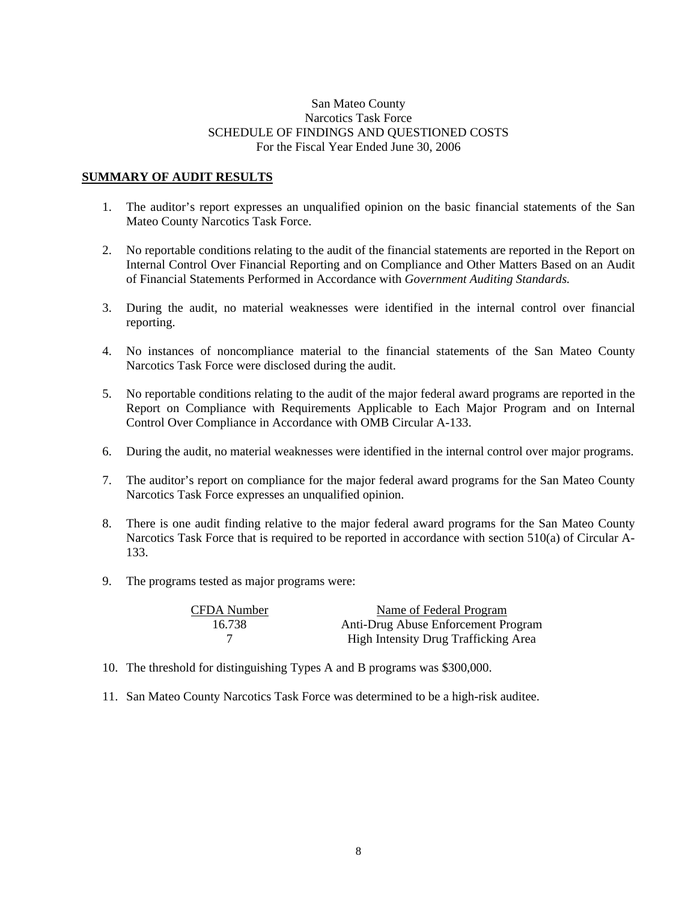San Mateo County
Narcotics Task Force
SCHEDULE OF FINDINGS AND QUESTIONED COSTS
For the Fiscal Year Ended June 30, 2006

## SUMMARY OF AUDIT RESULTS

1. The auditor's report expresses an unqualified opinion on the basic financial statements of the San Mateo County Narcotics Task Force.

2. No reportable conditions relating to the audit of the financial statements are reported in the Report on Internal Control Over Financial Reporting and on Compliance and Other Matters Based on an Audit of Financial Statements Performed in Accordance with *Government Auditing Standards.*

3. During the audit, no material weaknesses were identified in the internal control over financial reporting.

4. No instances of noncompliance material to the financial statements of the San Mateo County Narcotics Task Force were disclosed during the audit.

5. No reportable conditions relating to the audit of the major federal award programs are reported in the Report on Compliance with Requirements Applicable to Each Major Program and on Internal Control Over Compliance in Accordance with OMB Circular A-133.

6. During the audit, no material weaknesses were identified in the internal control over major programs.

7. The auditor's report on compliance for the major federal award programs for the San Mateo County Narcotics Task Force expresses an unqualified opinion.

8. There is one audit finding relative to the major federal award programs for the San Mateo County Narcotics Task Force that is required to be reported in accordance with section 510(a) of Circular A-133.

9. The programs tested as major programs were:

| CFDA Number | Name of Federal Program |
|---|---|
| 16.738 | Anti-Drug Abuse Enforcement Program |
| 7 | High Intensity Drug Trafficking Area |

10. The threshold for distinguishing Types A and B programs was $300,000.

11. San Mateo County Narcotics Task Force was determined to be a high-risk auditee.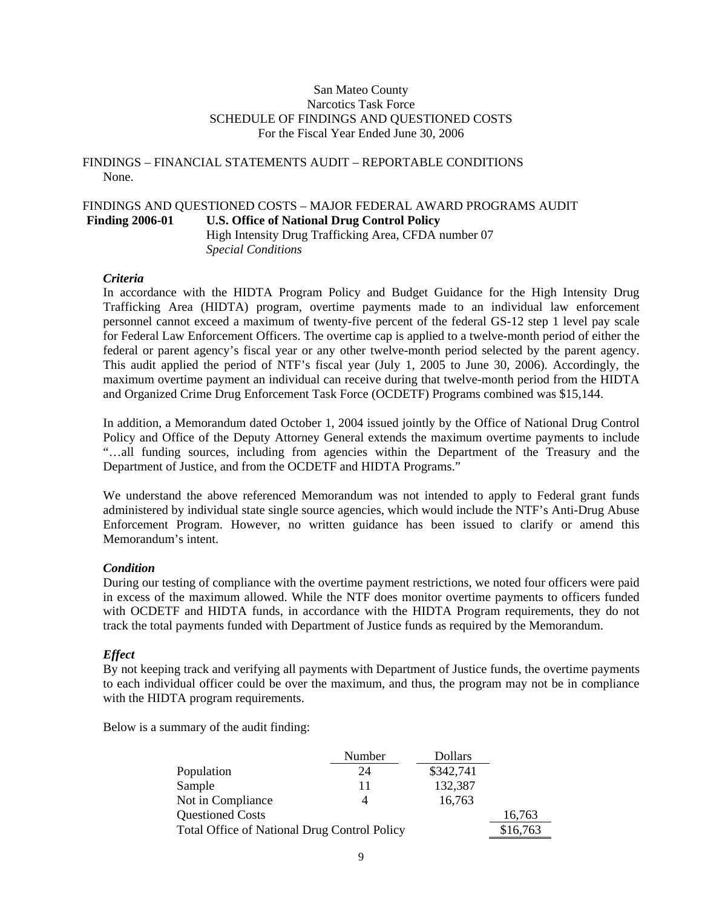San Mateo County
Narcotics Task Force
SCHEDULE OF FINDINGS AND QUESTIONED COSTS
For the Fiscal Year Ended June 30, 2006

FINDINGS – FINANCIAL STATEMENTS AUDIT – REPORTABLE CONDITIONS
None.

FINDINGS AND QUESTIONED COSTS – MAJOR FEDERAL AWARD PROGRAMS AUDIT

**Finding 2006-01** **U.S. Office of National Drug Control Policy**
High Intensity Drug Trafficking Area, CFDA number 07
*Special Conditions*

***Criteria***

In accordance with the HIDTA Program Policy and Budget Guidance for the High Intensity Drug Trafficking Area (HIDTA) program, overtime payments made to an individual law enforcement personnel cannot exceed a maximum of twenty-five percent of the federal GS-12 step 1 level pay scale for Federal Law Enforcement Officers. The overtime cap is applied to a twelve-month period of either the federal or parent agency's fiscal year or any other twelve-month period selected by the parent agency. This audit applied the period of NTF's fiscal year (July 1, 2005 to June 30, 2006). Accordingly, the maximum overtime payment an individual can receive during that twelve-month period from the HIDTA and Organized Crime Drug Enforcement Task Force (OCDETF) Programs combined was $15,144.

In addition, a Memorandum dated October 1, 2004 issued jointly by the Office of National Drug Control Policy and Office of the Deputy Attorney General extends the maximum overtime payments to include "…all funding sources, including from agencies within the Department of the Treasury and the Department of Justice, and from the OCDETF and HIDTA Programs."

We understand the above referenced Memorandum was not intended to apply to Federal grant funds administered by individual state single source agencies, which would include the NTF's Anti-Drug Abuse Enforcement Program. However, no written guidance has been issued to clarify or amend this Memorandum's intent.

***Condition***

During our testing of compliance with the overtime payment restrictions, we noted four officers were paid in excess of the maximum allowed. While the NTF does monitor overtime payments to officers funded with OCDETF and HIDTA funds, in accordance with the HIDTA Program requirements, they do not track the total payments funded with Department of Justice funds as required by the Memorandum.

***Effect***

By not keeping track and verifying all payments with Department of Justice funds, the overtime payments to each individual officer could be over the maximum, and thus, the program may not be in compliance with the HIDTA program requirements.

Below is a summary of the audit finding:

| | Number | Dollars | |
|---|---|---|---|
| Population | 24 | $342,741 | |
| Sample | 11 | 132,387 | |
| Not in Compliance | 4 | 16,763 | |
| Questioned Costs | | | 16,763 |
| Total Office of National Drug Control Policy | | | $16,763 |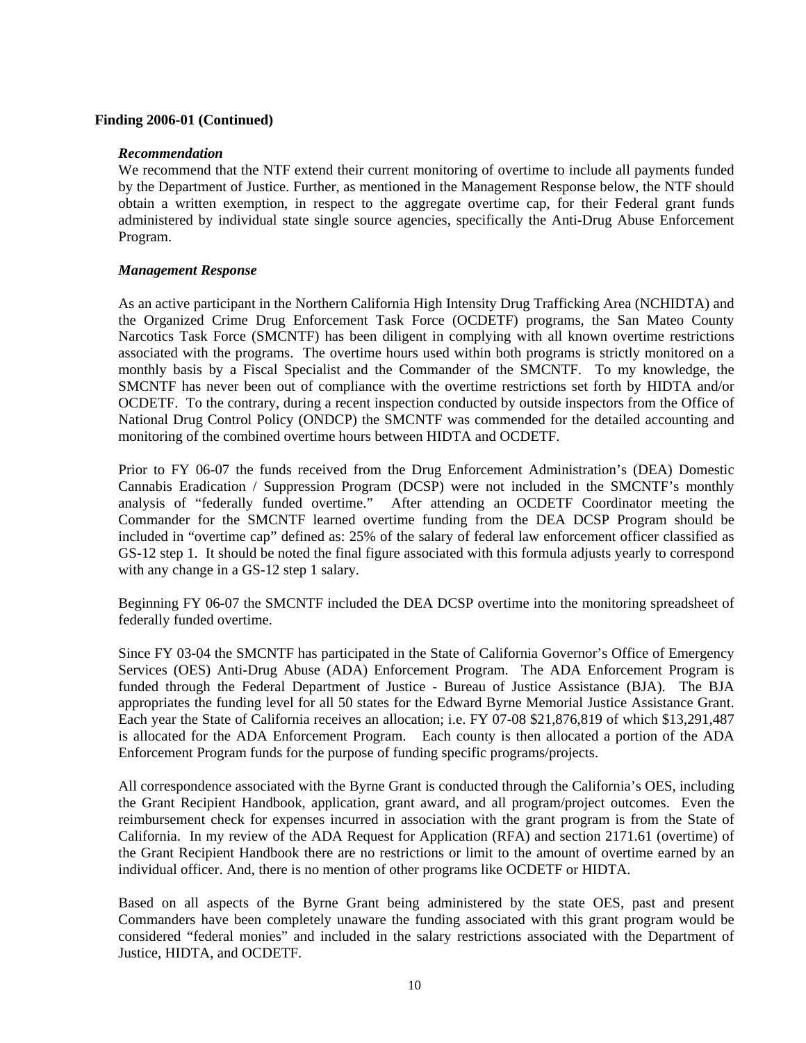**Finding 2006-01 (Continued)**

***Recommendation***

We recommend that the NTF extend their current monitoring of overtime to include all payments funded by the Department of Justice. Further, as mentioned in the Management Response below, the NTF should obtain a written exemption, in respect to the aggregate overtime cap, for their Federal grant funds administered by individual state single source agencies, specifically the Anti-Drug Abuse Enforcement Program.

***Management Response***

As an active participant in the Northern California High Intensity Drug Trafficking Area (NCHIDTA) and the Organized Crime Drug Enforcement Task Force (OCDETF) programs, the San Mateo County Narcotics Task Force (SMCNTF) has been diligent in complying with all known overtime restrictions associated with the programs. The overtime hours used within both programs is strictly monitored on a monthly basis by a Fiscal Specialist and the Commander of the SMCNTF. To my knowledge, the SMCNTF has never been out of compliance with the overtime restrictions set forth by HIDTA and/or OCDETF. To the contrary, during a recent inspection conducted by outside inspectors from the Office of National Drug Control Policy (ONDCP) the SMCNTF was commended for the detailed accounting and monitoring of the combined overtime hours between HIDTA and OCDETF.

Prior to FY 06-07 the funds received from the Drug Enforcement Administration's (DEA) Domestic Cannabis Eradication / Suppression Program (DCSP) were not included in the SMCNTF's monthly analysis of "federally funded overtime." After attending an OCDETF Coordinator meeting the Commander for the SMCNTF learned overtime funding from the DEA DCSP Program should be included in "overtime cap" defined as: 25% of the salary of federal law enforcement officer classified as GS-12 step 1. It should be noted the final figure associated with this formula adjusts yearly to correspond with any change in a GS-12 step 1 salary.

Beginning FY 06-07 the SMCNTF included the DEA DCSP overtime into the monitoring spreadsheet of federally funded overtime.

Since FY 03-04 the SMCNTF has participated in the State of California Governor's Office of Emergency Services (OES) Anti-Drug Abuse (ADA) Enforcement Program. The ADA Enforcement Program is funded through the Federal Department of Justice - Bureau of Justice Assistance (BJA). The BJA appropriates the funding level for all 50 states for the Edward Byrne Memorial Justice Assistance Grant. Each year the State of California receives an allocation; i.e. FY 07-08 $21,876,819 of which $13,291,487 is allocated for the ADA Enforcement Program. Each county is then allocated a portion of the ADA Enforcement Program funds for the purpose of funding specific programs/projects.

All correspondence associated with the Byrne Grant is conducted through the California's OES, including the Grant Recipient Handbook, application, grant award, and all program/project outcomes. Even the reimbursement check for expenses incurred in association with the grant program is from the State of California. In my review of the ADA Request for Application (RFA) and section 2171.61 (overtime) of the Grant Recipient Handbook there are no restrictions or limit to the amount of overtime earned by an individual officer. And, there is no mention of other programs like OCDETF or HIDTA.

Based on all aspects of the Byrne Grant being administered by the state OES, past and present Commanders have been completely unaware the funding associated with this grant program would be considered "federal monies" and included in the salary restrictions associated with the Department of Justice, HIDTA, and OCDETF.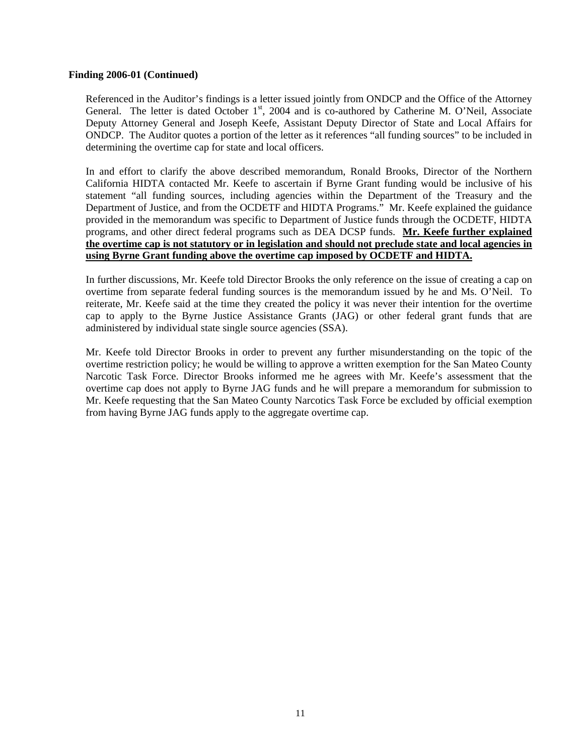**Finding 2006-01 (Continued)**

Referenced in the Auditor's findings is a letter issued jointly from ONDCP and the Office of the Attorney General. The letter is dated October 1st, 2004 and is co-authored by Catherine M. O'Neil, Associate Deputy Attorney General and Joseph Keefe, Assistant Deputy Director of State and Local Affairs for ONDCP. The Auditor quotes a portion of the letter as it references "all funding sources" to be included in determining the overtime cap for state and local officers.

In and effort to clarify the above described memorandum, Ronald Brooks, Director of the Northern California HIDTA contacted Mr. Keefe to ascertain if Byrne Grant funding would be inclusive of his statement "all funding sources, including agencies within the Department of the Treasury and the Department of Justice, and from the OCDETF and HIDTA Programs." Mr. Keefe explained the guidance provided in the memorandum was specific to Department of Justice funds through the OCDETF, HIDTA programs, and other direct federal programs such as DEA DCSP funds. **<u>Mr. Keefe further explained the overtime cap is not statutory or in legislation and should not preclude state and local agencies in using Byrne Grant funding above the overtime cap imposed by OCDETF and HIDTA.</u>**

In further discussions, Mr. Keefe told Director Brooks the only reference on the issue of creating a cap on overtime from separate federal funding sources is the memorandum issued by he and Ms. O'Neil. To reiterate, Mr. Keefe said at the time they created the policy it was never their intention for the overtime cap to apply to the Byrne Justice Assistance Grants (JAG) or other federal grant funds that are administered by individual state single source agencies (SSA).

Mr. Keefe told Director Brooks in order to prevent any further misunderstanding on the topic of the overtime restriction policy; he would be willing to approve a written exemption for the San Mateo County Narcotic Task Force. Director Brooks informed me he agrees with Mr. Keefe's assessment that the overtime cap does not apply to Byrne JAG funds and he will prepare a memorandum for submission to Mr. Keefe requesting that the San Mateo County Narcotics Task Force be excluded by official exemption from having Byrne JAG funds apply to the aggregate overtime cap.